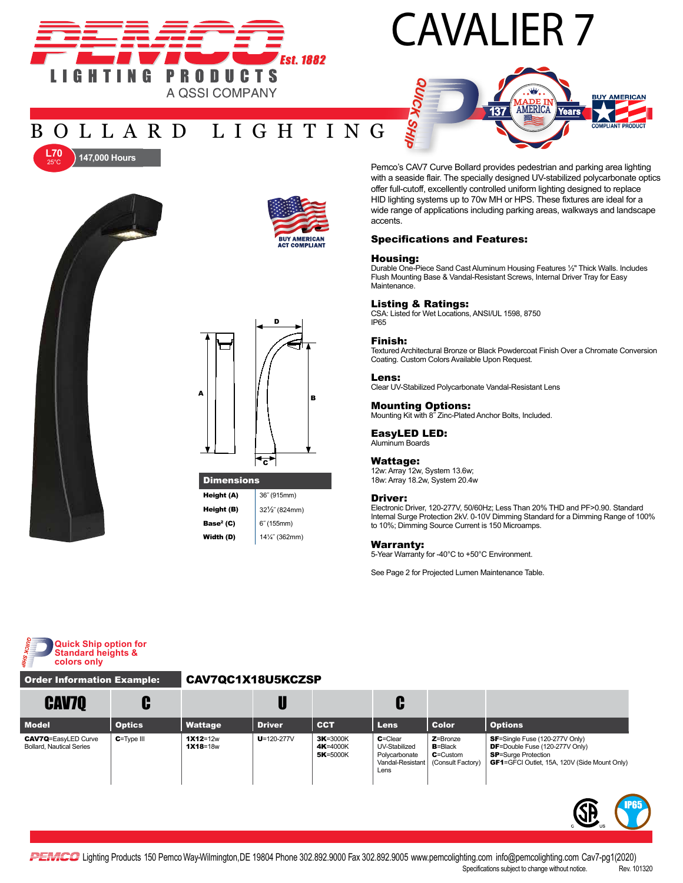# CAVALIER 7

PEMCO Est. 1882
LIGHTING PRODUCTS
A QSSI COMPANY

## BOLLARD LIGHTING

L70 25°C 147,000 Hours

QUICK SHIP

MADE IN AMERICA 137 Years

BUY AMERICAN COMPLIANT PRODUCT

BUY AMERICAN ACT COMPLIANT

Pemco's CAV7 Curve Bollard provides pedestrian and parking area lighting with a seaside flair. The specially designed UV-stabilized polycarbonate optics offer full-cutoff, excellently controlled uniform lighting designed to replace HID lighting systems up to 70w MH or HPS. These fixtures are ideal for a wide range of applications including parking areas, walkways and landscape accents.

### Specifications and Features:

**Housing:**
Durable One-Piece Sand Cast Aluminum Housing Features ½" Thick Walls. Includes Flush Mounting Base & Vandal-Resistant Screws, Internal Driver Tray for Easy Maintenance.

**Listing & Ratings:**
CSA: Listed for Wet Locations, ANSI/UL 1598, 8750
IP65

**Finish:**
Textured Architectural Bronze or Black Powdercoat Finish Over a Chromate Conversion Coating. Custom Colors Available Upon Request.

**Lens:**
Clear UV-Stabilized Polycarbonate Vandal-Resistant Lens

**Mounting Options:**
Mounting Kit with 8˝ Zinc-Plated Anchor Bolts, Included.

**EasyLED LED:**
Aluminum Boards

**Wattage:**
12w: Array 12w, System 13.6w;
18w: Array 18.2w, System 20.4w

**Driver:**
Electronic Driver, 120-277V, 50/60Hz; Less Than 20% THD and PF>0.90. Standard Internal Surge Protection 2kV. 0-10V Dimming Standard for a Dimming Range of 100% to 10%; Dimming Source Current is 150 Microamps.

**Warranty:**
5-Year Warranty for -40°C to +50°C Environment.

See Page 2 for Projected Lumen Maintenance Table.

| Dimensions | |
|---|---|
| Height (A) | 36˝ (915mm) |
| Height (B) | 32½˝ (824mm) |
| Base² (C) | 6˝ (155mm) |
| Width (D) | 14¼˝ (362mm) |

Quick Ship option for Standard heights & colors only

**Order Information Example:** CAV7QC1X18U5KCZSP

| CAV7Q | C | | U | | C | | |
|---|---|---|---|---|---|---|---|
| **Model** | **Optics** | **Wattage** | **Driver** | **CCT** | **Lens** | **Color** | **Options** |
| **CAV7Q**=EasyLED Curve Bollard, Nautical Series | **C**=Type III | **1X12**=12w<br>**1X18**=18w | **U**=120-277V | **3K**=3000K<br>**4K**=4000K<br>**5K**=5000K | **C**=Clear UV-Stabilized Polycarbonate Vandal-Resistant Lens | **Z**=Bronze<br>**B**=Black<br>**C**=Custom (Consult Factory) | **SF**=Single Fuse (120-277V Only)<br>**DF**=Double Fuse (120-277V Only)<br>**SP**=Surge Protection<br>**GF1**=GFCI Outlet, 15A, 120V (Side Mount Only) |

IP65

PEMCO Lighting Products 150 Pemco Way-Wilmington,DE 19804 Phone 302.892.9000 Fax 302.892.9005 www.pemcolighting.com info@pemcolighting.com Cav7-pg1(2020)
Specifications subject to change without notice. Rev. 101320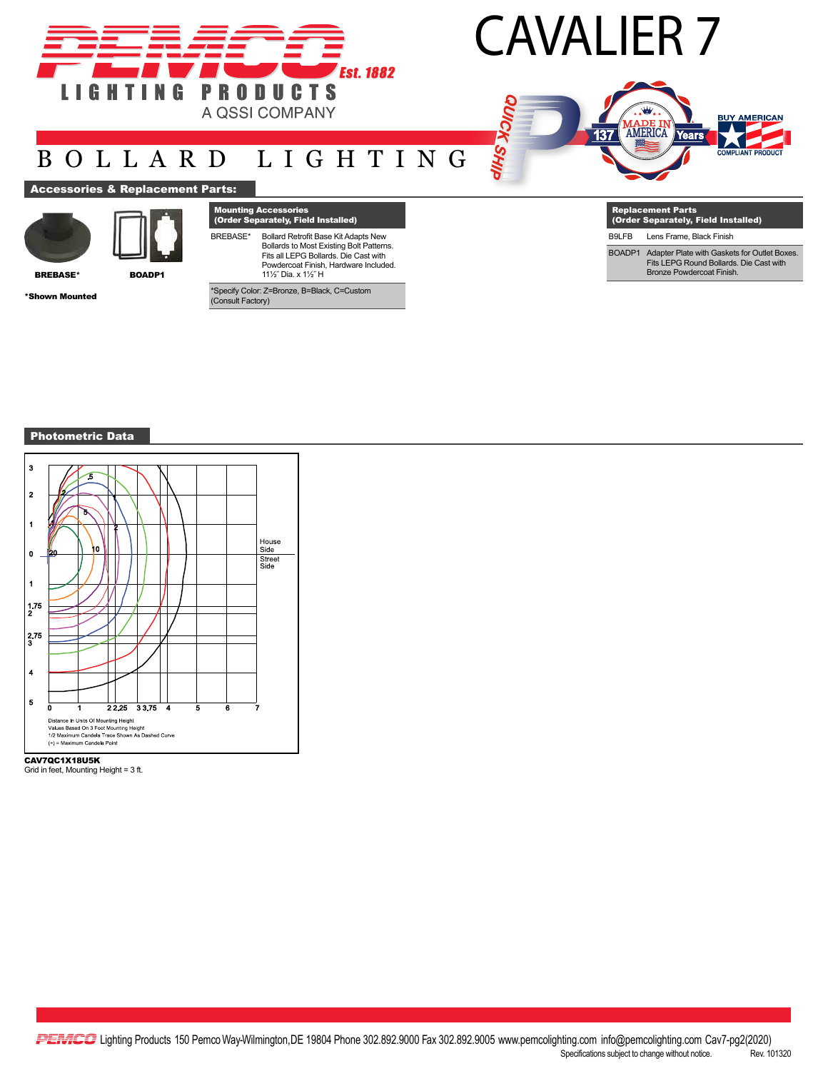# CAVALIER 7

PEMCO Est. 1882
LIGHTING PRODUCTS
A QSSI COMPANY

## BOLLARD LIGHTING

QUICK SHIP | MADE IN AMERICA 137 Years | BUY AMERICAN COMPLIANT PRODUCT

### Accessories & Replacement Parts:

**BREBASE***  **BOADP1**

***Shown Mounted**

| Mounting Accessories (Order Separately, Field Installed) | |
|---|---|
| BREBASE* | Bollard Retrofit Base Kit Adapts New Bollards to Most Existing Bolt Patterns. Fits all LEPG Bollards. Die Cast with Powdercoat Finish, Hardware Included. 11½" Dia. x 1½" H |
| *Specify Color: Z=Bronze, B=Black, C=Custom (Consult Factory) | |

| Replacement Parts (Order Separately, Field Installed) | |
|---|---|
| B9LFB | Lens Frame, Black Finish |
| BOADP1 | Adapter Plate with Gaskets for Outlet Boxes. Fits LEPG Round Bollards. Die Cast with Bronze Powdercoat Finish. |

### Photometric Data

Distance In Units Of Mounting Height
Values Based On 3 Foot Mounting Height
1/2 Maximum Candela Trace Shown As Dashed Curve
(+) = Maximum Candela Point

House Side / Street Side

**CAV7QC1X18U5K**
Grid in feet, Mounting Height = 3 ft.

PEMCO Lighting Products 150 Pemco Way-Wilmington,DE 19804 Phone 302.892.9000 Fax 302.892.9005 www.pemcolighting.com info@pemcolighting.com Cav7-pg2(2020)
Specifications subject to change without notice. Rev. 101320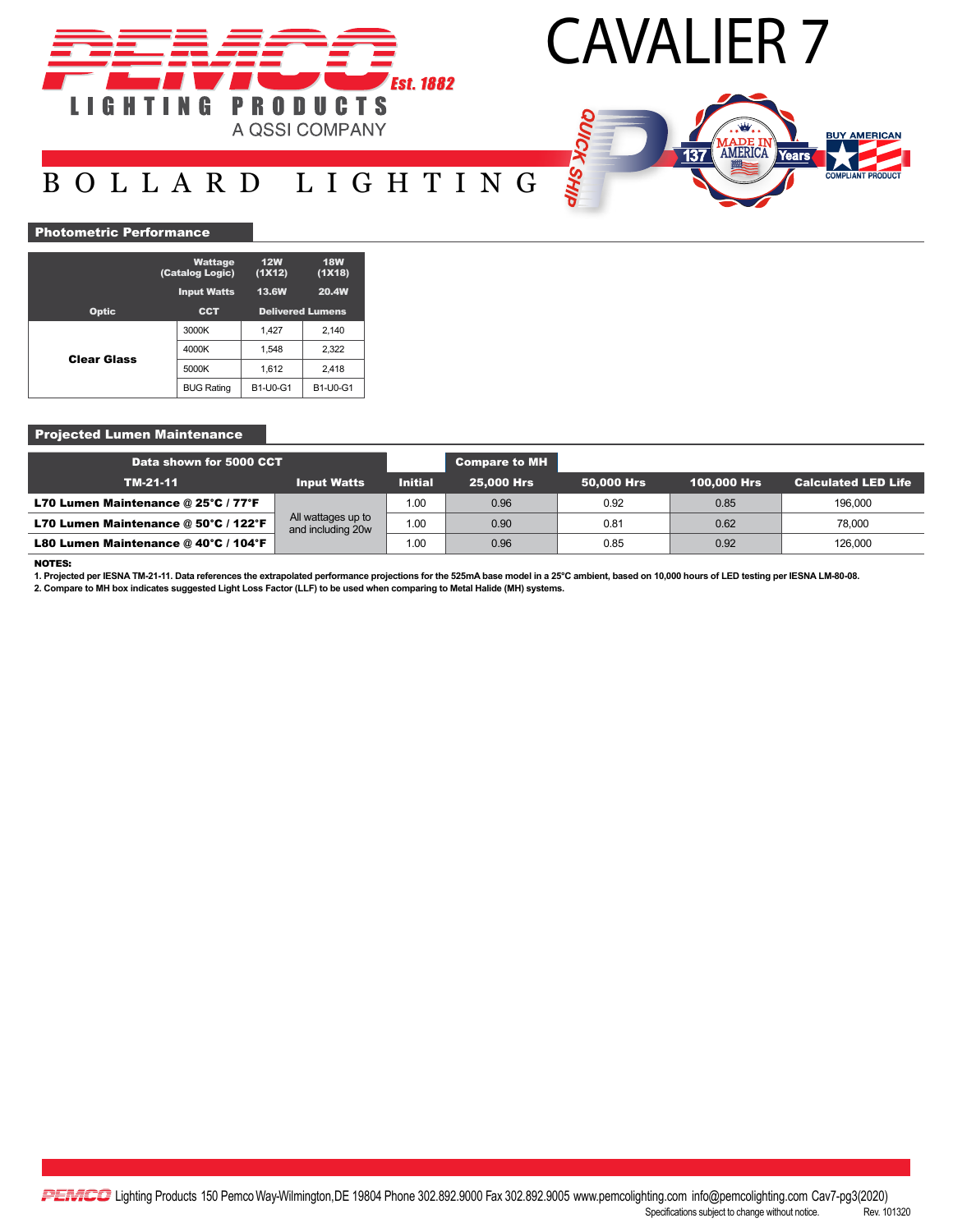# CAVALIER 7

PEMCO Est. 1882

LIGHTING PRODUCTS

A QSSI COMPANY

QUICK SHIP

137 Years MADE IN AMERICA

BUY AMERICAN COMPLIANT PRODUCT

## BOLLARD LIGHTING

### Photometric Performance

| | Wattage (Catalog Logic) | 12W (1X12) | 18W (1X18) |
|---|---|---|---|
| | Input Watts | 13.6W | 20.4W |
| Optic | CCT | Delivered Lumens | |
| Clear Glass | 3000K | 1,427 | 2,140 |
| | 4000K | 1,548 | 2,322 |
| | 5000K | 1,612 | 2,418 |
| | BUG Rating | B1-U0-G1 | B1-U0-G1 |

### Projected Lumen Maintenance

| Data shown for 5000 CCT | | | Compare to MH | | | |
|---|---|---|---|---|---|---|
| TM-21-11 | Input Watts | Initial | 25,000 Hrs | 50,000 Hrs | 100,000 Hrs | Calculated LED Life |
| L70 Lumen Maintenance @ 25°C / 77°F | All wattages up to and including 20w | 1.00 | 0.96 | 0.92 | 0.85 | 196,000 |
| L70 Lumen Maintenance @ 50°C / 122°F | | 1.00 | 0.90 | 0.81 | 0.62 | 78,000 |
| L80 Lumen Maintenance @ 40°C / 104°F | | 1.00 | 0.96 | 0.85 | 0.92 | 126,000 |

**NOTES:**

1. Projected per IESNA TM-21-11. Data references the extrapolated performance projections for the 525mA base model in a 25°C ambient, based on 10,000 hours of LED testing per IESNA LM-80-08.
2. Compare to MH box indicates suggested Light Loss Factor (LLF) to be used when comparing to Metal Halide (MH) systems.

PEMCO Lighting Products 150 Pemco Way-Wilmington,DE 19804 Phone 302.892.9000 Fax 302.892.9005 www.pemcolighting.com info@pemcolighting.com Cav7-pg3(2020)

Specifications subject to change without notice. Rev. 101320